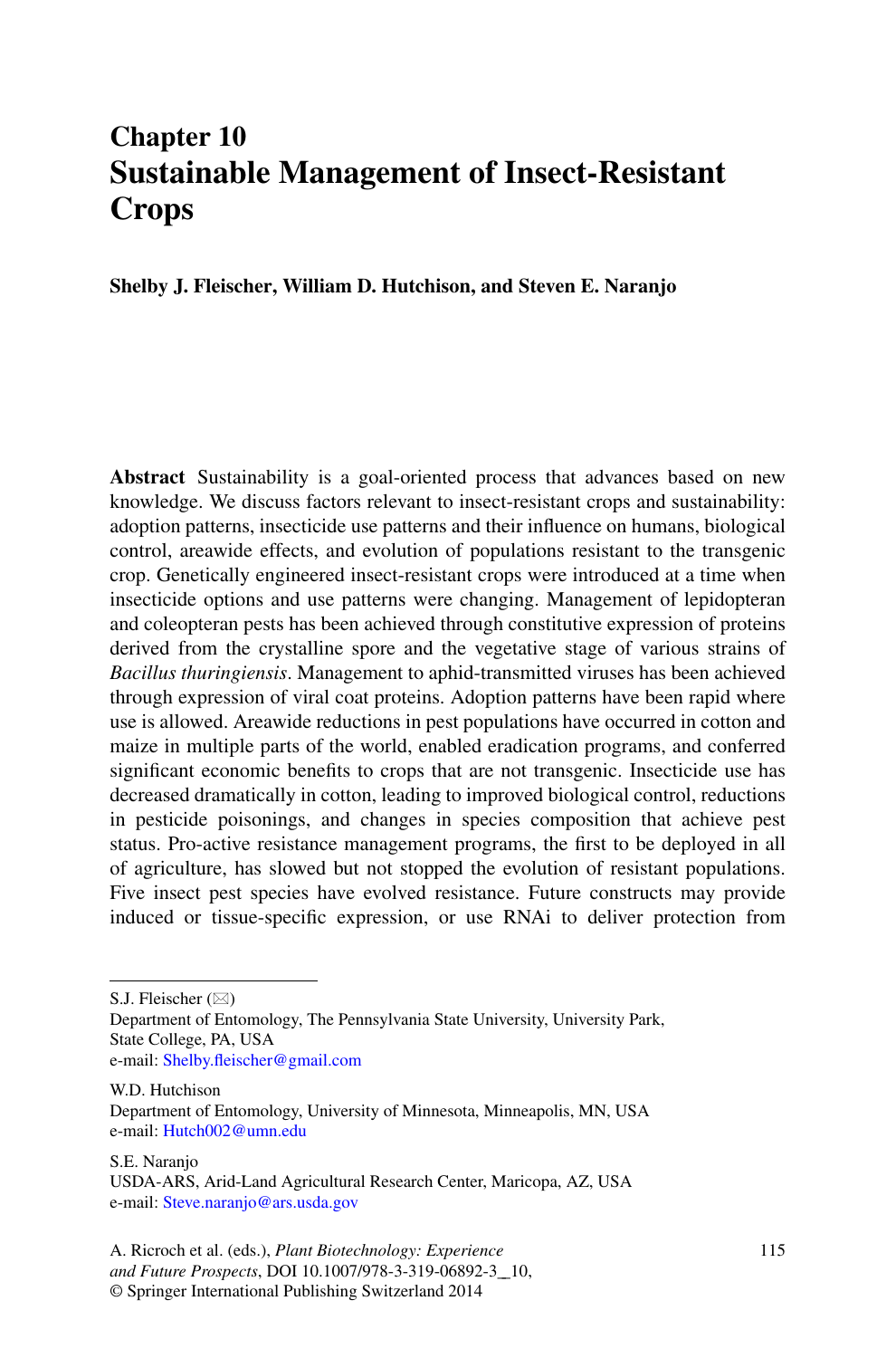# Chapter 10
# Sustainable Management of Insect-Resistant Crops

**Shelby J. Fleischer, William D. Hutchison, and Steven E. Naranjo**

**Abstract** Sustainability is a goal-oriented process that advances based on new knowledge. We discuss factors relevant to insect-resistant crops and sustainability: adoption patterns, insecticide use patterns and their influence on humans, biological control, areawide effects, and evolution of populations resistant to the transgenic crop. Genetically engineered insect-resistant crops were introduced at a time when insecticide options and use patterns were changing. Management of lepidopteran and coleopteran pests has been achieved through constitutive expression of proteins derived from the crystalline spore and the vegetative stage of various strains of *Bacillus thuringiensis*. Management to aphid-transmitted viruses has been achieved through expression of viral coat proteins. Adoption patterns have been rapid where use is allowed. Areawide reductions in pest populations have occurred in cotton and maize in multiple parts of the world, enabled eradication programs, and conferred significant economic benefits to crops that are not transgenic. Insecticide use has decreased dramatically in cotton, leading to improved biological control, reductions in pesticide poisonings, and changes in species composition that achieve pest status. Pro-active resistance management programs, the first to be deployed in all of agriculture, has slowed but not stopped the evolution of resistant populations. Five insect pest species have evolved resistance. Future constructs may provide induced or tissue-specific expression, or use RNAi to deliver protection from

---

S.J. Fleischer (✉)
Department of Entomology, The Pennsylvania State University, University Park, State College, PA, USA
e-mail: Shelby.fleischer@gmail.com

W.D. Hutchison
Department of Entomology, University of Minnesota, Minneapolis, MN, USA
e-mail: Hutch002@umn.edu

S.E. Naranjo
USDA-ARS, Arid-Land Agricultural Research Center, Maricopa, AZ, USA
e-mail: Steve.naranjo@ars.usda.gov

A. Ricroch et al. (eds.), *Plant Biotechnology: Experience and Future Prospects*, DOI 10.1007/978-3-319-06892-3_10,
© Springer International Publishing Switzerland 2014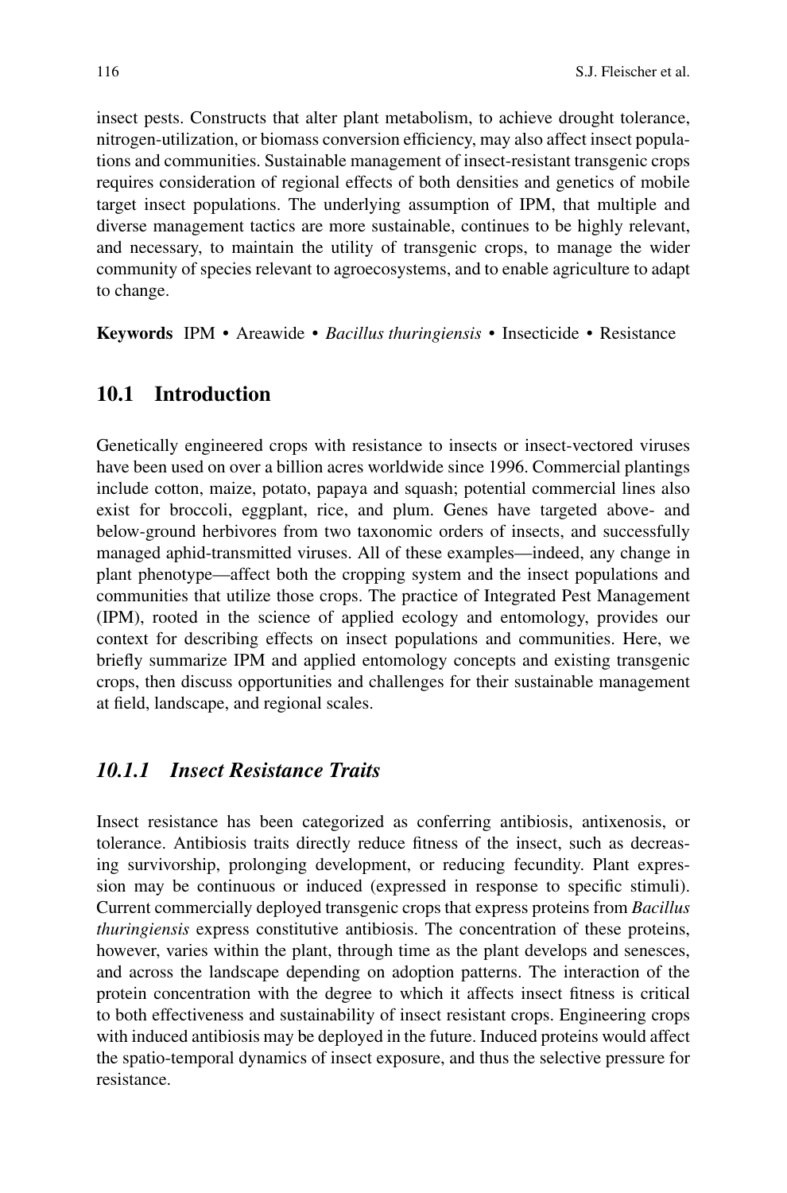insect pests. Constructs that alter plant metabolism, to achieve drought tolerance, nitrogen-utilization, or biomass conversion efficiency, may also affect insect populations and communities. Sustainable management of insect-resistant transgenic crops requires consideration of regional effects of both densities and genetics of mobile target insect populations. The underlying assumption of IPM, that multiple and diverse management tactics are more sustainable, continues to be highly relevant, and necessary, to maintain the utility of transgenic crops, to manage the wider community of species relevant to agroecosystems, and to enable agriculture to adapt to change.

**Keywords** IPM • Areawide • *Bacillus thuringiensis* • Insecticide • Resistance

## 10.1 Introduction

Genetically engineered crops with resistance to insects or insect-vectored viruses have been used on over a billion acres worldwide since 1996. Commercial plantings include cotton, maize, potato, papaya and squash; potential commercial lines also exist for broccoli, eggplant, rice, and plum. Genes have targeted above- and below-ground herbivores from two taxonomic orders of insects, and successfully managed aphid-transmitted viruses. All of these examples—indeed, any change in plant phenotype—affect both the cropping system and the insect populations and communities that utilize those crops. The practice of Integrated Pest Management (IPM), rooted in the science of applied ecology and entomology, provides our context for describing effects on insect populations and communities. Here, we briefly summarize IPM and applied entomology concepts and existing transgenic crops, then discuss opportunities and challenges for their sustainable management at field, landscape, and regional scales.

### *10.1.1 Insect Resistance Traits*

Insect resistance has been categorized as conferring antibiosis, antixenosis, or tolerance. Antibiosis traits directly reduce fitness of the insect, such as decreasing survivorship, prolonging development, or reducing fecundity. Plant expression may be continuous or induced (expressed in response to specific stimuli). Current commercially deployed transgenic crops that express proteins from *Bacillus thuringiensis* express constitutive antibiosis. The concentration of these proteins, however, varies within the plant, through time as the plant develops and senesces, and across the landscape depending on adoption patterns. The interaction of the protein concentration with the degree to which it affects insect fitness is critical to both effectiveness and sustainability of insect resistant crops. Engineering crops with induced antibiosis may be deployed in the future. Induced proteins would affect the spatio-temporal dynamics of insect exposure, and thus the selective pressure for resistance.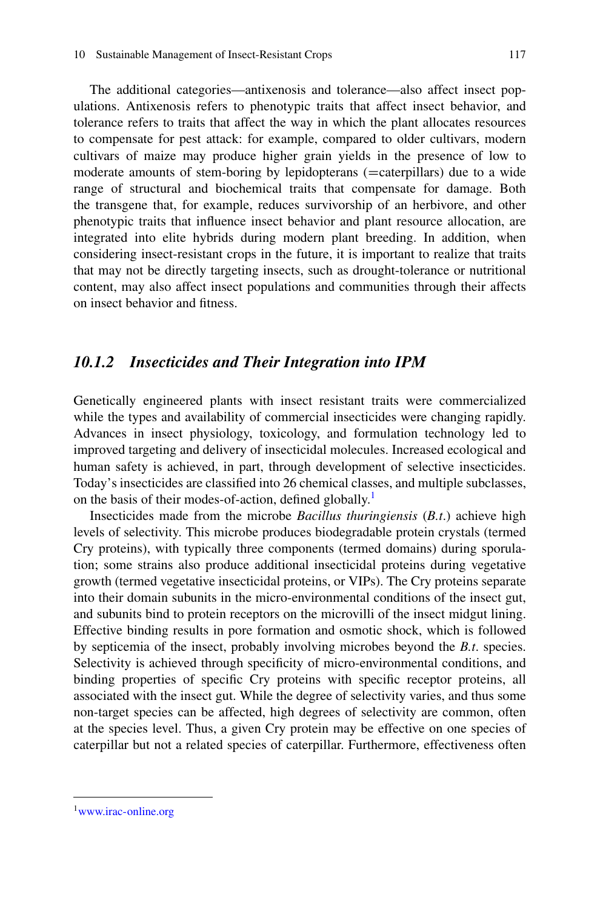The additional categories—antixenosis and tolerance—also affect insect populations. Antixenosis refers to phenotypic traits that affect insect behavior, and tolerance refers to traits that affect the way in which the plant allocates resources to compensate for pest attack: for example, compared to older cultivars, modern cultivars of maize may produce higher grain yields in the presence of low to moderate amounts of stem-boring by lepidopterans (=caterpillars) due to a wide range of structural and biochemical traits that compensate for damage. Both the transgene that, for example, reduces survivorship of an herbivore, and other phenotypic traits that influence insect behavior and plant resource allocation, are integrated into elite hybrids during modern plant breeding. In addition, when considering insect-resistant crops in the future, it is important to realize that traits that may not be directly targeting insects, such as drought-tolerance or nutritional content, may also affect insect populations and communities through their affects on insect behavior and fitness.

### *10.1.2 Insecticides and Their Integration into IPM*

Genetically engineered plants with insect resistant traits were commercialized while the types and availability of commercial insecticides were changing rapidly. Advances in insect physiology, toxicology, and formulation technology led to improved targeting and delivery of insecticidal molecules. Increased ecological and human safety is achieved, in part, through development of selective insecticides. Today's insecticides are classified into 26 chemical classes, and multiple subclasses, on the basis of their modes-of-action, defined globally.[1]

Insecticides made from the microbe *Bacillus thuringiensis* (*B.t.*) achieve high levels of selectivity. This microbe produces biodegradable protein crystals (termed Cry proteins), with typically three components (termed domains) during sporulation; some strains also produce additional insecticidal proteins during vegetative growth (termed vegetative insecticidal proteins, or VIPs). The Cry proteins separate into their domain subunits in the micro-environmental conditions of the insect gut, and subunits bind to protein receptors on the microvilli of the insect midgut lining. Effective binding results in pore formation and osmotic shock, which is followed by septicemia of the insect, probably involving microbes beyond the *B.t.* species. Selectivity is achieved through specificity of micro-environmental conditions, and binding properties of specific Cry proteins with specific receptor proteins, all associated with the insect gut. While the degree of selectivity varies, and thus some non-target species can be affected, high degrees of selectivity are common, often at the species level. Thus, a given Cry protein may be effective on one species of caterpillar but not a related species of caterpillar. Furthermore, effectiveness often

[1] www.irac-online.org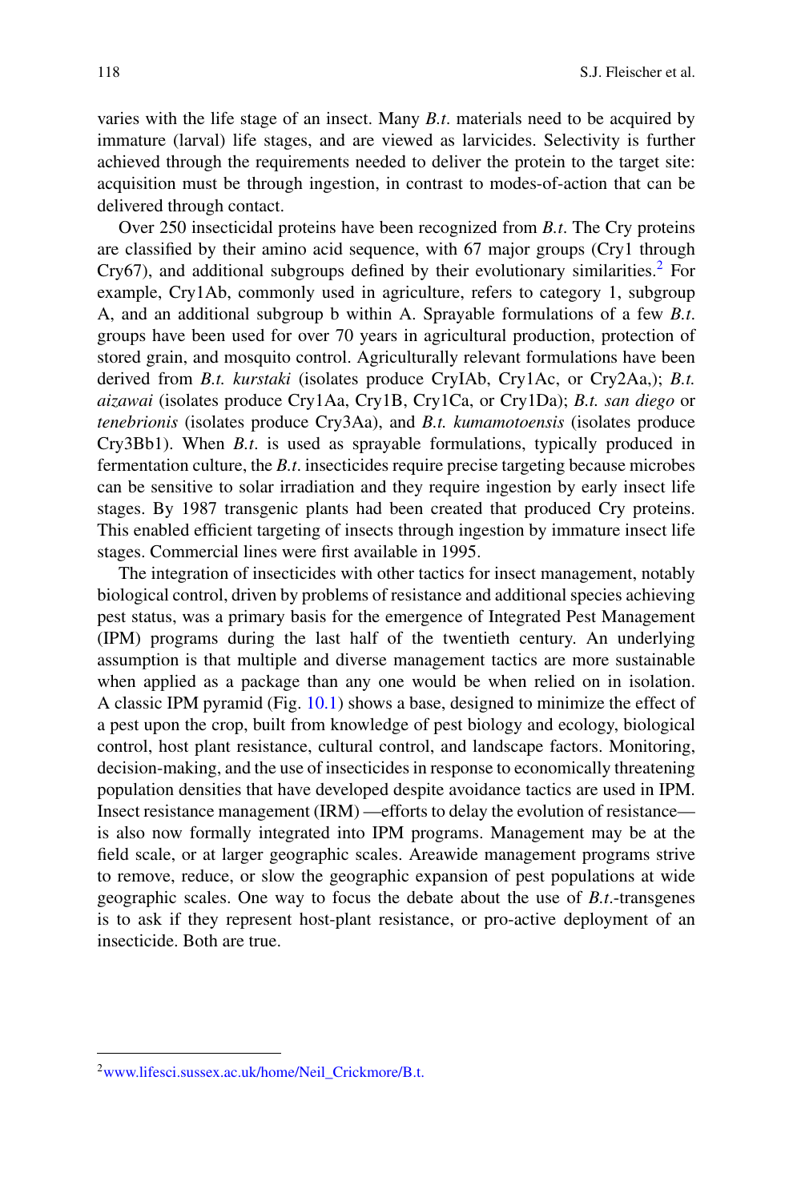varies with the life stage of an insect. Many *B.t.* materials need to be acquired by immature (larval) life stages, and are viewed as larvicides. Selectivity is further achieved through the requirements needed to deliver the protein to the target site: acquisition must be through ingestion, in contrast to modes-of-action that can be delivered through contact.

Over 250 insecticidal proteins have been recognized from *B.t.* The Cry proteins are classified by their amino acid sequence, with 67 major groups (Cry1 through Cry67), and additional subgroups defined by their evolutionary similarities.[2] For example, Cry1Ab, commonly used in agriculture, refers to category 1, subgroup A, and an additional subgroup b within A. Sprayable formulations of a few *B.t.* groups have been used for over 70 years in agricultural production, protection of stored grain, and mosquito control. Agriculturally relevant formulations have been derived from *B.t. kurstaki* (isolates produce CryIAb, Cry1Ac, or Cry2Aa,); *B.t. aizawai* (isolates produce Cry1Aa, Cry1B, Cry1Ca, or Cry1Da); *B.t. san diego* or *tenebrionis* (isolates produce Cry3Aa), and *B.t. kumamotoensis* (isolates produce Cry3Bb1). When *B.t.* is used as sprayable formulations, typically produced in fermentation culture, the *B.t.* insecticides require precise targeting because microbes can be sensitive to solar irradiation and they require ingestion by early insect life stages. By 1987 transgenic plants had been created that produced Cry proteins. This enabled efficient targeting of insects through ingestion by immature insect life stages. Commercial lines were first available in 1995.

The integration of insecticides with other tactics for insect management, notably biological control, driven by problems of resistance and additional species achieving pest status, was a primary basis for the emergence of Integrated Pest Management (IPM) programs during the last half of the twentieth century. An underlying assumption is that multiple and diverse management tactics are more sustainable when applied as a package than any one would be when relied on in isolation. A classic IPM pyramid (Fig. 10.1) shows a base, designed to minimize the effect of a pest upon the crop, built from knowledge of pest biology and ecology, biological control, host plant resistance, cultural control, and landscape factors. Monitoring, decision-making, and the use of insecticides in response to economically threatening population densities that have developed despite avoidance tactics are used in IPM. Insect resistance management (IRM) —efforts to delay the evolution of resistance— is also now formally integrated into IPM programs. Management may be at the field scale, or at larger geographic scales. Areawide management programs strive to remove, reduce, or slow the geographic expansion of pest populations at wide geographic scales. One way to focus the debate about the use of *B.t.*-transgenes is to ask if they represent host-plant resistance, or pro-active deployment of an insecticide. Both are true.

---

[2] www.lifesci.sussex.ac.uk/home/Neil_Crickmore/B.t.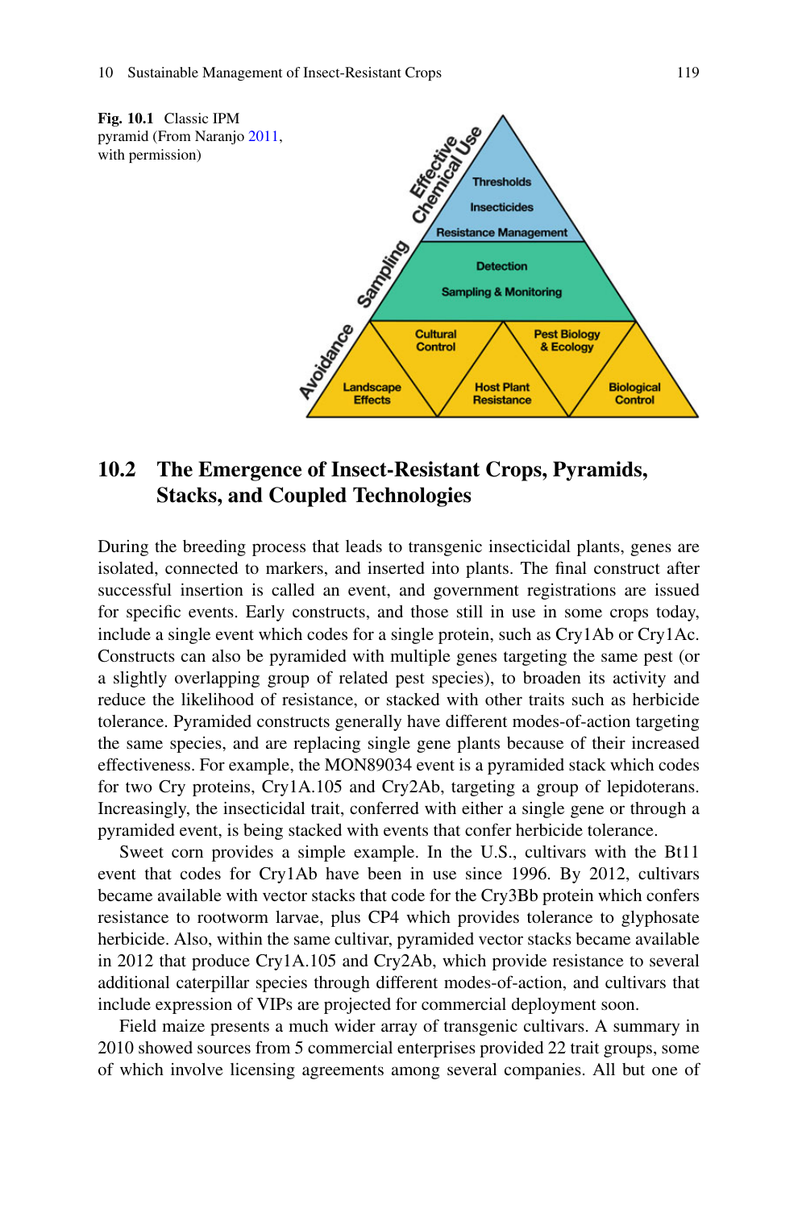Fig. 10.1 Classic IPM pyramid (From Naranjo 2011, with permission)

## 10.2 The Emergence of Insect-Resistant Crops, Pyramids, Stacks, and Coupled Technologies

During the breeding process that leads to transgenic insecticidal plants, genes are isolated, connected to markers, and inserted into plants. The final construct after successful insertion is called an event, and government registrations are issued for specific events. Early constructs, and those still in use in some crops today, include a single event which codes for a single protein, such as Cry1Ab or Cry1Ac. Constructs can also be pyramided with multiple genes targeting the same pest (or a slightly overlapping group of related pest species), to broaden its activity and reduce the likelihood of resistance, or stacked with other traits such as herbicide tolerance. Pyramided constructs generally have different modes-of-action targeting the same species, and are replacing single gene plants because of their increased effectiveness. For example, the MON89034 event is a pyramided stack which codes for two Cry proteins, Cry1A.105 and Cry2Ab, targeting a group of lepidoterans. Increasingly, the insecticidal trait, conferred with either a single gene or through a pyramided event, is being stacked with events that confer herbicide tolerance.

Sweet corn provides a simple example. In the U.S., cultivars with the Bt11 event that codes for Cry1Ab have been in use since 1996. By 2012, cultivars became available with vector stacks that code for the Cry3Bb protein which confers resistance to rootworm larvae, plus CP4 which provides tolerance to glyphosate herbicide. Also, within the same cultivar, pyramided vector stacks became available in 2012 that produce Cry1A.105 and Cry2Ab, which provide resistance to several additional caterpillar species through different modes-of-action, and cultivars that include expression of VIPs are projected for commercial deployment soon.

Field maize presents a much wider array of transgenic cultivars. A summary in 2010 showed sources from 5 commercial enterprises provided 22 trait groups, some of which involve licensing agreements among several companies. All but one of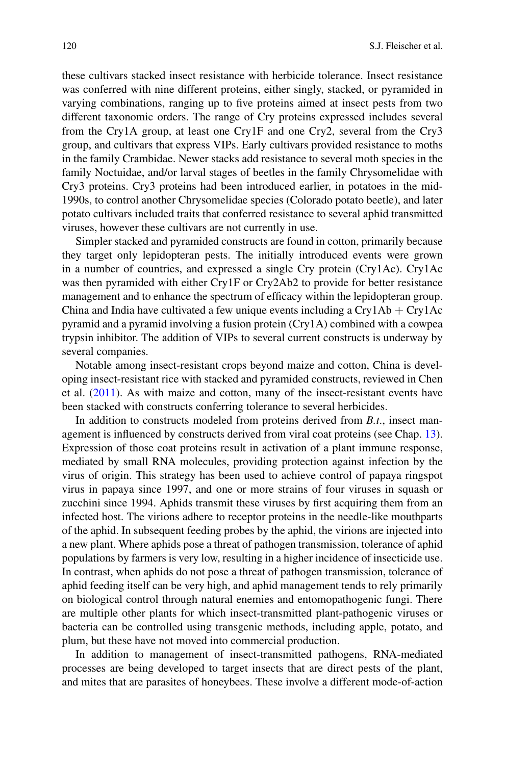these cultivars stacked insect resistance with herbicide tolerance. Insect resistance was conferred with nine different proteins, either singly, stacked, or pyramided in varying combinations, ranging up to five proteins aimed at insect pests from two different taxonomic orders. The range of Cry proteins expressed includes several from the Cry1A group, at least one Cry1F and one Cry2, several from the Cry3 group, and cultivars that express VIPs. Early cultivars provided resistance to moths in the family Crambidae. Newer stacks add resistance to several moth species in the family Noctuidae, and/or larval stages of beetles in the family Chrysomelidae with Cry3 proteins. Cry3 proteins had been introduced earlier, in potatoes in the mid-1990s, to control another Chrysomelidae species (Colorado potato beetle), and later potato cultivars included traits that conferred resistance to several aphid transmitted viruses, however these cultivars are not currently in use.

Simpler stacked and pyramided constructs are found in cotton, primarily because they target only lepidopteran pests. The initially introduced events were grown in a number of countries, and expressed a single Cry protein (Cry1Ac). Cry1Ac was then pyramided with either Cry1F or Cry2Ab2 to provide for better resistance management and to enhance the spectrum of efficacy within the lepidopteran group. China and India have cultivated a few unique events including a Cry1Ab + Cry1Ac pyramid and a pyramid involving a fusion protein (Cry1A) combined with a cowpea trypsin inhibitor. The addition of VIPs to several current constructs is underway by several companies.

Notable among insect-resistant crops beyond maize and cotton, China is developing insect-resistant rice with stacked and pyramided constructs, reviewed in Chen et al. (2011). As with maize and cotton, many of the insect-resistant events have been stacked with constructs conferring tolerance to several herbicides.

In addition to constructs modeled from proteins derived from *B.t.*, insect management is influenced by constructs derived from viral coat proteins (see Chap. 13). Expression of those coat proteins result in activation of a plant immune response, mediated by small RNA molecules, providing protection against infection by the virus of origin. This strategy has been used to achieve control of papaya ringspot virus in papaya since 1997, and one or more strains of four viruses in squash or zucchini since 1994. Aphids transmit these viruses by first acquiring them from an infected host. The virions adhere to receptor proteins in the needle-like mouthparts of the aphid. In subsequent feeding probes by the aphid, the virions are injected into a new plant. Where aphids pose a threat of pathogen transmission, tolerance of aphid populations by farmers is very low, resulting in a higher incidence of insecticide use. In contrast, when aphids do not pose a threat of pathogen transmission, tolerance of aphid feeding itself can be very high, and aphid management tends to rely primarily on biological control through natural enemies and entomopathogenic fungi. There are multiple other plants for which insect-transmitted plant-pathogenic viruses or bacteria can be controlled using transgenic methods, including apple, potato, and plum, but these have not moved into commercial production.

In addition to management of insect-transmitted pathogens, RNA-mediated processes are being developed to target insects that are direct pests of the plant, and mites that are parasites of honeybees. These involve a different mode-of-action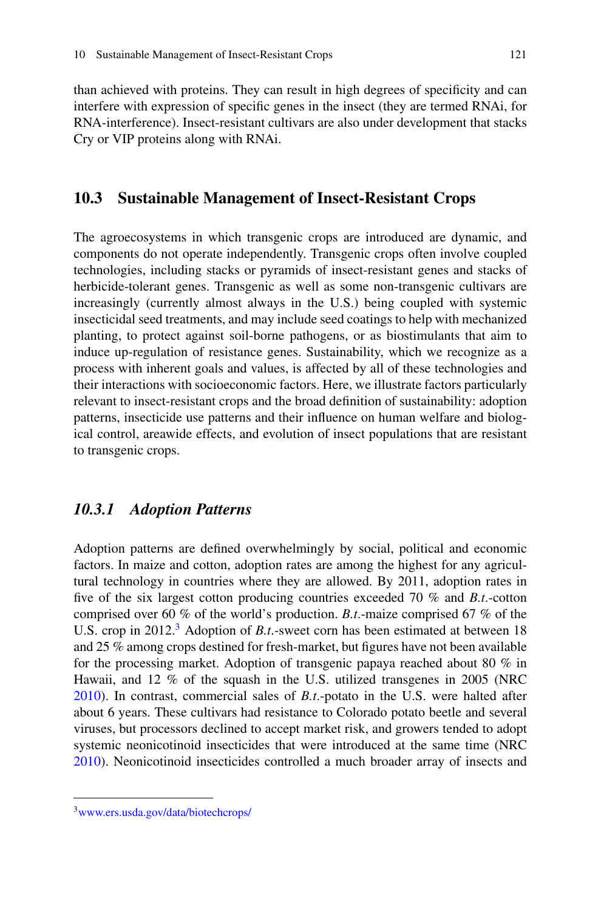than achieved with proteins. They can result in high degrees of specificity and can interfere with expression of specific genes in the insect (they are termed RNAi, for RNA-interference). Insect-resistant cultivars are also under development that stacks Cry or VIP proteins along with RNAi.

## 10.3 Sustainable Management of Insect-Resistant Crops

The agroecosystems in which transgenic crops are introduced are dynamic, and components do not operate independently. Transgenic crops often involve coupled technologies, including stacks or pyramids of insect-resistant genes and stacks of herbicide-tolerant genes. Transgenic as well as some non-transgenic cultivars are increasingly (currently almost always in the U.S.) being coupled with systemic insecticidal seed treatments, and may include seed coatings to help with mechanized planting, to protect against soil-borne pathogens, or as biostimulants that aim to induce up-regulation of resistance genes. Sustainability, which we recognize as a process with inherent goals and values, is affected by all of these technologies and their interactions with socioeconomic factors. Here, we illustrate factors particularly relevant to insect-resistant crops and the broad definition of sustainability: adoption patterns, insecticide use patterns and their influence on human welfare and biological control, areawide effects, and evolution of insect populations that are resistant to transgenic crops.

### *10.3.1 Adoption Patterns*

Adoption patterns are defined overwhelmingly by social, political and economic factors. In maize and cotton, adoption rates are among the highest for any agricultural technology in countries where they are allowed. By 2011, adoption rates in five of the six largest cotton producing countries exceeded 70 % and *B.t.*-cotton comprised over 60 % of the world's production. *B.t.*-maize comprised 67 % of the U.S. crop in 2012.[3] Adoption of *B.t.*-sweet corn has been estimated at between 18 and 25 % among crops destined for fresh-market, but figures have not been available for the processing market. Adoption of transgenic papaya reached about 80 % in Hawaii, and 12 % of the squash in the U.S. utilized transgenes in 2005 (NRC 2010). In contrast, commercial sales of *B.t.*-potato in the U.S. were halted after about 6 years. These cultivars had resistance to Colorado potato beetle and several viruses, but processors declined to accept market risk, and growers tended to adopt systemic neonicotinoid insecticides that were introduced at the same time (NRC 2010). Neonicotinoid insecticides controlled a much broader array of insects and

[3] www.ers.usda.gov/data/biotechcrops/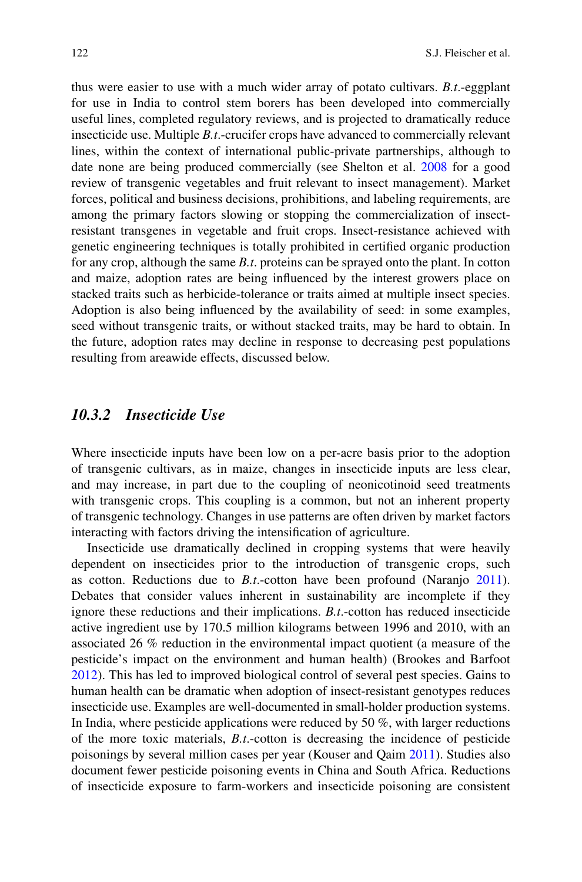thus were easier to use with a much wider array of potato cultivars. *B.t.*-eggplant for use in India to control stem borers has been developed into commercially useful lines, completed regulatory reviews, and is projected to dramatically reduce insecticide use. Multiple *B.t.*-crucifer crops have advanced to commercially relevant lines, within the context of international public-private partnerships, although to date none are being produced commercially (see Shelton et al. 2008 for a good review of transgenic vegetables and fruit relevant to insect management). Market forces, political and business decisions, prohibitions, and labeling requirements, are among the primary factors slowing or stopping the commercialization of insect-resistant transgenes in vegetable and fruit crops. Insect-resistance achieved with genetic engineering techniques is totally prohibited in certified organic production for any crop, although the same *B.t.* proteins can be sprayed onto the plant. In cotton and maize, adoption rates are being influenced by the interest growers place on stacked traits such as herbicide-tolerance or traits aimed at multiple insect species. Adoption is also being influenced by the availability of seed: in some examples, seed without transgenic traits, or without stacked traits, may be hard to obtain. In the future, adoption rates may decline in response to decreasing pest populations resulting from areawide effects, discussed below.

### *10.3.2 Insecticide Use*

Where insecticide inputs have been low on a per-acre basis prior to the adoption of transgenic cultivars, as in maize, changes in insecticide inputs are less clear, and may increase, in part due to the coupling of neonicotinoid seed treatments with transgenic crops. This coupling is a common, but not an inherent property of transgenic technology. Changes in use patterns are often driven by market factors interacting with factors driving the intensification of agriculture.

Insecticide use dramatically declined in cropping systems that were heavily dependent on insecticides prior to the introduction of transgenic crops, such as cotton. Reductions due to *B.t.*-cotton have been profound (Naranjo 2011). Debates that consider values inherent in sustainability are incomplete if they ignore these reductions and their implications. *B.t.*-cotton has reduced insecticide active ingredient use by 170.5 million kilograms between 1996 and 2010, with an associated 26 % reduction in the environmental impact quotient (a measure of the pesticide's impact on the environment and human health) (Brookes and Barfoot 2012). This has led to improved biological control of several pest species. Gains to human health can be dramatic when adoption of insect-resistant genotypes reduces insecticide use. Examples are well-documented in small-holder production systems. In India, where pesticide applications were reduced by 50 %, with larger reductions of the more toxic materials, *B.t.*-cotton is decreasing the incidence of pesticide poisonings by several million cases per year (Kouser and Qaim 2011). Studies also document fewer pesticide poisoning events in China and South Africa. Reductions of insecticide exposure to farm-workers and insecticide poisoning are consistent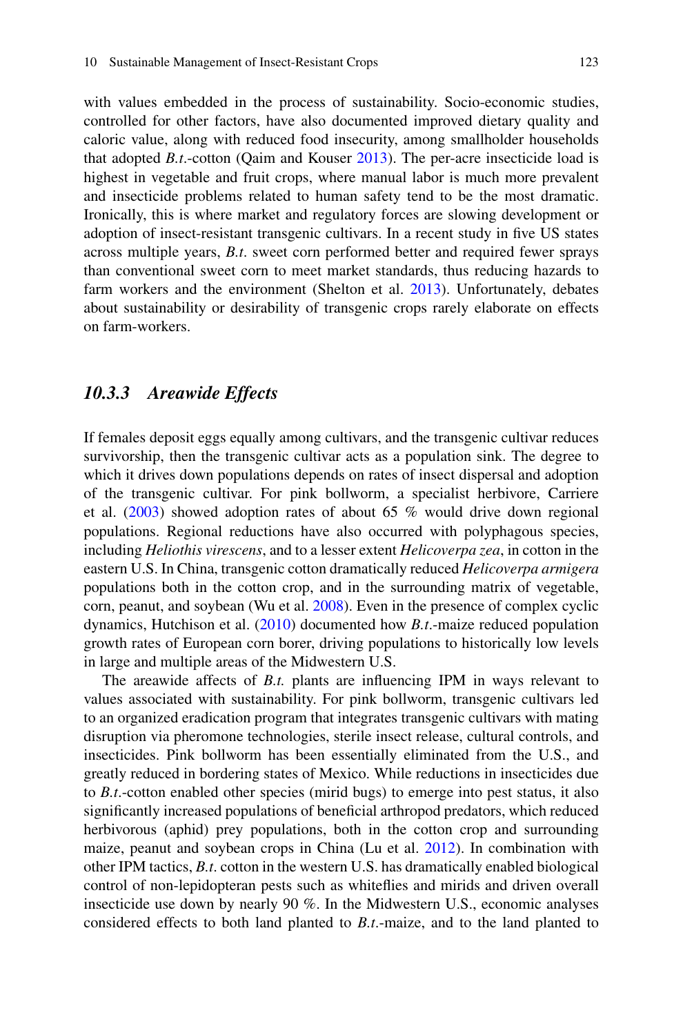with values embedded in the process of sustainability. Socio-economic studies, controlled for other factors, have also documented improved dietary quality and caloric value, along with reduced food insecurity, among smallholder households that adopted *B.t.*-cotton (Qaim and Kouser 2013). The per-acre insecticide load is highest in vegetable and fruit crops, where manual labor is much more prevalent and insecticide problems related to human safety tend to be the most dramatic. Ironically, this is where market and regulatory forces are slowing development or adoption of insect-resistant transgenic cultivars. In a recent study in five US states across multiple years, *B.t.* sweet corn performed better and required fewer sprays than conventional sweet corn to meet market standards, thus reducing hazards to farm workers and the environment (Shelton et al. 2013). Unfortunately, debates about sustainability or desirability of transgenic crops rarely elaborate on effects on farm-workers.

### *10.3.3 Areawide Effects*

If females deposit eggs equally among cultivars, and the transgenic cultivar reduces survivorship, then the transgenic cultivar acts as a population sink. The degree to which it drives down populations depends on rates of insect dispersal and adoption of the transgenic cultivar. For pink bollworm, a specialist herbivore, Carriere et al. (2003) showed adoption rates of about 65 % would drive down regional populations. Regional reductions have also occurred with polyphagous species, including *Heliothis virescens*, and to a lesser extent *Helicoverpa zea*, in cotton in the eastern U.S. In China, transgenic cotton dramatically reduced *Helicoverpa armigera* populations both in the cotton crop, and in the surrounding matrix of vegetable, corn, peanut, and soybean (Wu et al. 2008). Even in the presence of complex cyclic dynamics, Hutchison et al. (2010) documented how *B.t.*-maize reduced population growth rates of European corn borer, driving populations to historically low levels in large and multiple areas of the Midwestern U.S.

The areawide affects of *B.t.* plants are influencing IPM in ways relevant to values associated with sustainability. For pink bollworm, transgenic cultivars led to an organized eradication program that integrates transgenic cultivars with mating disruption via pheromone technologies, sterile insect release, cultural controls, and insecticides. Pink bollworm has been essentially eliminated from the U.S., and greatly reduced in bordering states of Mexico. While reductions in insecticides due to *B.t.*-cotton enabled other species (mirid bugs) to emerge into pest status, it also significantly increased populations of beneficial arthropod predators, which reduced herbivorous (aphid) prey populations, both in the cotton crop and surrounding maize, peanut and soybean crops in China (Lu et al. 2012). In combination with other IPM tactics, *B.t.* cotton in the western U.S. has dramatically enabled biological control of non-lepidopteran pests such as whiteflies and mirids and driven overall insecticide use down by nearly 90 %. In the Midwestern U.S., economic analyses considered effects to both land planted to *B.t.*-maize, and to the land planted to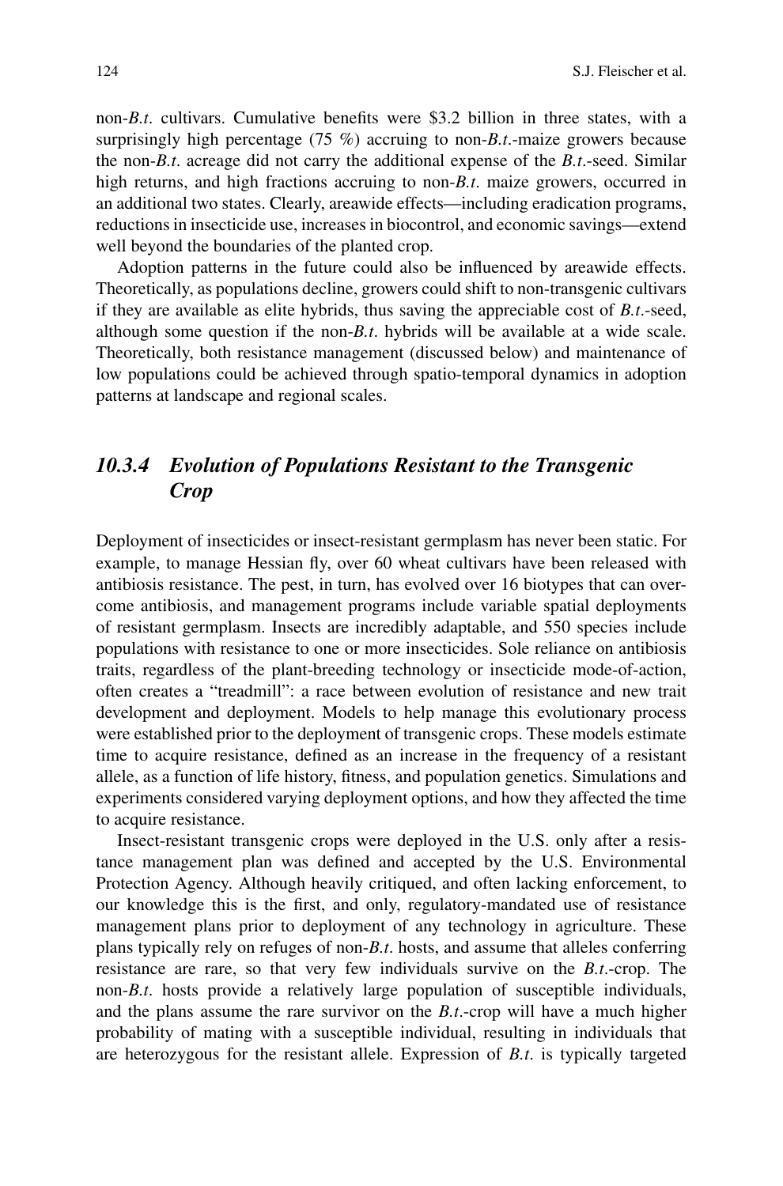non-*B.t.* cultivars. Cumulative benefits were $3.2 billion in three states, with a surprisingly high percentage (75 %) accruing to non-*B.t.*-maize growers because the non-*B.t.* acreage did not carry the additional expense of the *B.t.*-seed. Similar high returns, and high fractions accruing to non-*B.t.* maize growers, occurred in an additional two states. Clearly, areawide effects—including eradication programs, reductions in insecticide use, increases in biocontrol, and economic savings—extend well beyond the boundaries of the planted crop.

Adoption patterns in the future could also be influenced by areawide effects. Theoretically, as populations decline, growers could shift to non-transgenic cultivars if they are available as elite hybrids, thus saving the appreciable cost of *B.t.*-seed, although some question if the non-*B.t.* hybrids will be available at a wide scale. Theoretically, both resistance management (discussed below) and maintenance of low populations could be achieved through spatio-temporal dynamics in adoption patterns at landscape and regional scales.

### *10.3.4 Evolution of Populations Resistant to the Transgenic Crop*

Deployment of insecticides or insect-resistant germplasm has never been static. For example, to manage Hessian fly, over 60 wheat cultivars have been released with antibiosis resistance. The pest, in turn, has evolved over 16 biotypes that can overcome antibiosis, and management programs include variable spatial deployments of resistant germplasm. Insects are incredibly adaptable, and 550 species include populations with resistance to one or more insecticides. Sole reliance on antibiosis traits, regardless of the plant-breeding technology or insecticide mode-of-action, often creates a "treadmill": a race between evolution of resistance and new trait development and deployment. Models to help manage this evolutionary process were established prior to the deployment of transgenic crops. These models estimate time to acquire resistance, defined as an increase in the frequency of a resistant allele, as a function of life history, fitness, and population genetics. Simulations and experiments considered varying deployment options, and how they affected the time to acquire resistance.

Insect-resistant transgenic crops were deployed in the U.S. only after a resistance management plan was defined and accepted by the U.S. Environmental Protection Agency. Although heavily critiqued, and often lacking enforcement, to our knowledge this is the first, and only, regulatory-mandated use of resistance management plans prior to deployment of any technology in agriculture. These plans typically rely on refuges of non-*B.t.* hosts, and assume that alleles conferring resistance are rare, so that very few individuals survive on the *B.t.*-crop. The non-*B.t.* hosts provide a relatively large population of susceptible individuals, and the plans assume the rare survivor on the *B.t.*-crop will have a much higher probability of mating with a susceptible individual, resulting in individuals that are heterozygous for the resistant allele. Expression of *B.t.* is typically targeted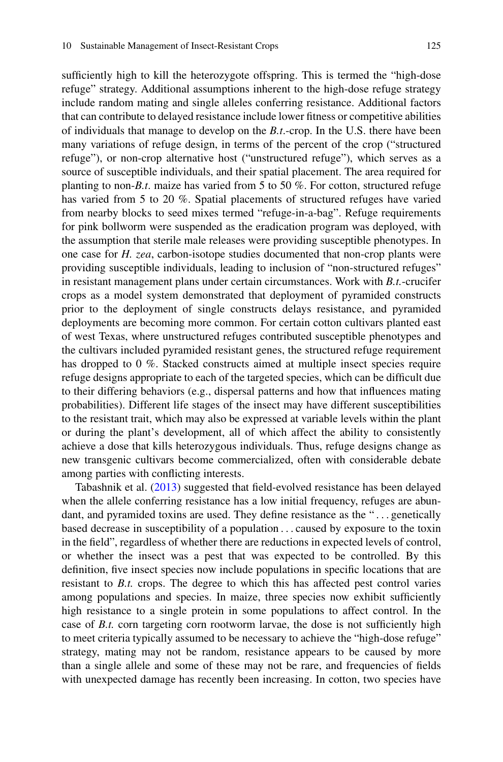sufficiently high to kill the heterozygote offspring. This is termed the "high-dose refuge" strategy. Additional assumptions inherent to the high-dose refuge strategy include random mating and single alleles conferring resistance. Additional factors that can contribute to delayed resistance include lower fitness or competitive abilities of individuals that manage to develop on the *B.t.*-crop. In the U.S. there have been many variations of refuge design, in terms of the percent of the crop ("structured refuge"), or non-crop alternative host ("unstructured refuge"), which serves as a source of susceptible individuals, and their spatial placement. The area required for planting to non-*B.t.* maize has varied from 5 to 50 %. For cotton, structured refuge has varied from 5 to 20 %. Spatial placements of structured refuges have varied from nearby blocks to seed mixes termed "refuge-in-a-bag". Refuge requirements for pink bollworm were suspended as the eradication program was deployed, with the assumption that sterile male releases were providing susceptible phenotypes. In one case for *H. zea*, carbon-isotope studies documented that non-crop plants were providing susceptible individuals, leading to inclusion of "non-structured refuges" in resistant management plans under certain circumstances. Work with *B.t.*-crucifer crops as a model system demonstrated that deployment of pyramided constructs prior to the deployment of single constructs delays resistance, and pyramided deployments are becoming more common. For certain cotton cultivars planted east of west Texas, where unstructured refuges contributed susceptible phenotypes and the cultivars included pyramided resistant genes, the structured refuge requirement has dropped to 0 %. Stacked constructs aimed at multiple insect species require refuge designs appropriate to each of the targeted species, which can be difficult due to their differing behaviors (e.g., dispersal patterns and how that influences mating probabilities). Different life stages of the insect may have different susceptibilities to the resistant trait, which may also be expressed at variable levels within the plant or during the plant's development, all of which affect the ability to consistently achieve a dose that kills heterozygous individuals. Thus, refuge designs change as new transgenic cultivars become commercialized, often with considerable debate among parties with conflicting interests.

Tabashnik et al. (2013) suggested that field-evolved resistance has been delayed when the allele conferring resistance has a low initial frequency, refuges are abundant, and pyramided toxins are used. They define resistance as the "... genetically based decrease in susceptibility of a population ... caused by exposure to the toxin in the field", regardless of whether there are reductions in expected levels of control, or whether the insect was a pest that was expected to be controlled. By this definition, five insect species now include populations in specific locations that are resistant to *B.t.* crops. The degree to which this has affected pest control varies among populations and species. In maize, three species now exhibit sufficiently high resistance to a single protein in some populations to affect control. In the case of *B.t.* corn targeting corn rootworm larvae, the dose is not sufficiently high to meet criteria typically assumed to be necessary to achieve the "high-dose refuge" strategy, mating may not be random, resistance appears to be caused by more than a single allele and some of these may not be rare, and frequencies of fields with unexpected damage has recently been increasing. In cotton, two species have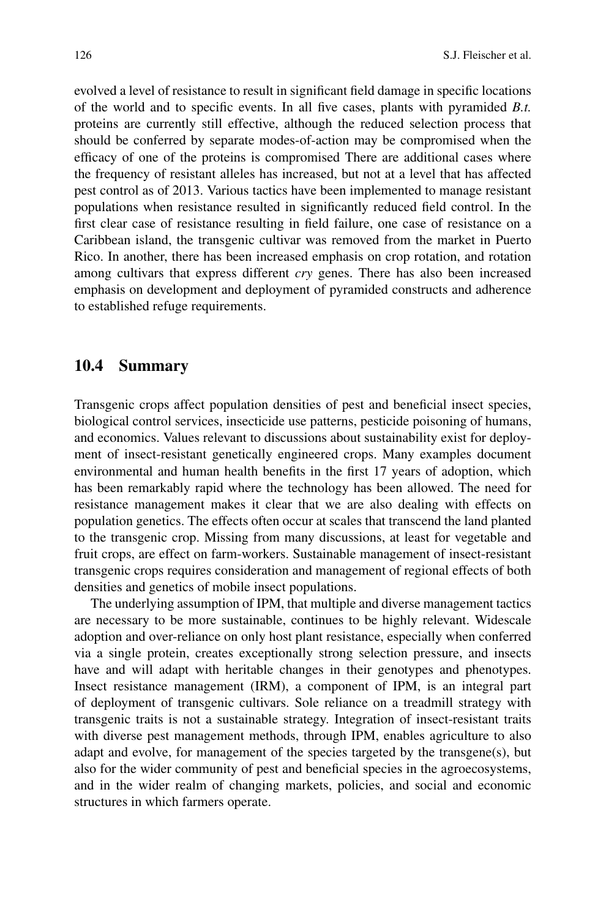evolved a level of resistance to result in significant field damage in specific locations of the world and to specific events. In all five cases, plants with pyramided *B.t.* proteins are currently still effective, although the reduced selection process that should be conferred by separate modes-of-action may be compromised when the efficacy of one of the proteins is compromised There are additional cases where the frequency of resistant alleles has increased, but not at a level that has affected pest control as of 2013. Various tactics have been implemented to manage resistant populations when resistance resulted in significantly reduced field control. In the first clear case of resistance resulting in field failure, one case of resistance on a Caribbean island, the transgenic cultivar was removed from the market in Puerto Rico. In another, there has been increased emphasis on crop rotation, and rotation among cultivars that express different *cry* genes. There has also been increased emphasis on development and deployment of pyramided constructs and adherence to established refuge requirements.

## 10.4 Summary

Transgenic crops affect population densities of pest and beneficial insect species, biological control services, insecticide use patterns, pesticide poisoning of humans, and economics. Values relevant to discussions about sustainability exist for deployment of insect-resistant genetically engineered crops. Many examples document environmental and human health benefits in the first 17 years of adoption, which has been remarkably rapid where the technology has been allowed. The need for resistance management makes it clear that we are also dealing with effects on population genetics. The effects often occur at scales that transcend the land planted to the transgenic crop. Missing from many discussions, at least for vegetable and fruit crops, are effect on farm-workers. Sustainable management of insect-resistant transgenic crops requires consideration and management of regional effects of both densities and genetics of mobile insect populations.

The underlying assumption of IPM, that multiple and diverse management tactics are necessary to be more sustainable, continues to be highly relevant. Widescale adoption and over-reliance on only host plant resistance, especially when conferred via a single protein, creates exceptionally strong selection pressure, and insects have and will adapt with heritable changes in their genotypes and phenotypes. Insect resistance management (IRM), a component of IPM, is an integral part of deployment of transgenic cultivars. Sole reliance on a treadmill strategy with transgenic traits is not a sustainable strategy. Integration of insect-resistant traits with diverse pest management methods, through IPM, enables agriculture to also adapt and evolve, for management of the species targeted by the transgene(s), but also for the wider community of pest and beneficial species in the agroecosystems, and in the wider realm of changing markets, policies, and social and economic structures in which farmers operate.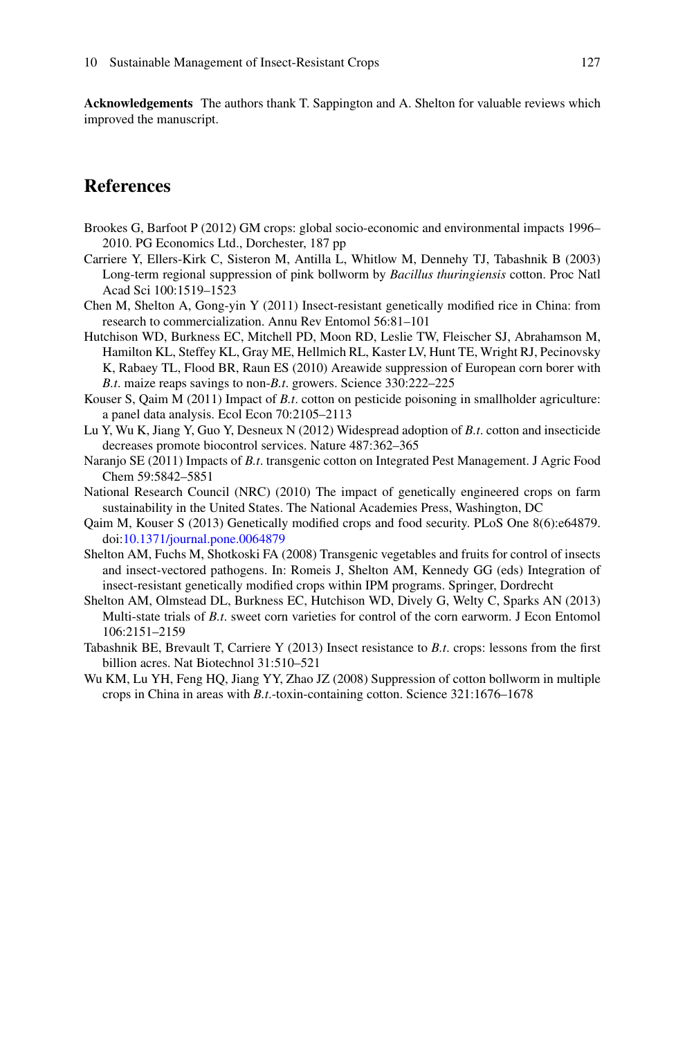**Acknowledgements** The authors thank T. Sappington and A. Shelton for valuable reviews which improved the manuscript.

## References

Brookes G, Barfoot P (2012) GM crops: global socio-economic and environmental impacts 1996–2010. PG Economics Ltd., Dorchester, 187 pp

Carriere Y, Ellers-Kirk C, Sisteron M, Antilla L, Whitlow M, Dennehy TJ, Tabashnik B (2003) Long-term regional suppression of pink bollworm by *Bacillus thuringiensis* cotton. Proc Natl Acad Sci 100:1519–1523

Chen M, Shelton A, Gong-yin Y (2011) Insect-resistant genetically modified rice in China: from research to commercialization. Annu Rev Entomol 56:81–101

Hutchison WD, Burkness EC, Mitchell PD, Moon RD, Leslie TW, Fleischer SJ, Abrahamson M, Hamilton KL, Steffey KL, Gray ME, Hellmich RL, Kaster LV, Hunt TE, Wright RJ, Pecinovsky K, Rabaey TL, Flood BR, Raun ES (2010) Areawide suppression of European corn borer with *B.t.* maize reaps savings to non-*B.t.* growers. Science 330:222–225

Kouser S, Qaim M (2011) Impact of *B.t.* cotton on pesticide poisoning in smallholder agriculture: a panel data analysis. Ecol Econ 70:2105–2113

Lu Y, Wu K, Jiang Y, Guo Y, Desneux N (2012) Widespread adoption of *B.t.* cotton and insecticide decreases promote biocontrol services. Nature 487:362–365

Naranjo SE (2011) Impacts of *B.t.* transgenic cotton on Integrated Pest Management. J Agric Food Chem 59:5842–5851

National Research Council (NRC) (2010) The impact of genetically engineered crops on farm sustainability in the United States. The National Academies Press, Washington, DC

Qaim M, Kouser S (2013) Genetically modified crops and food security. PLoS One 8(6):e64879. doi:10.1371/journal.pone.0064879

Shelton AM, Fuchs M, Shotkoski FA (2008) Transgenic vegetables and fruits for control of insects and insect-vectored pathogens. In: Romeis J, Shelton AM, Kennedy GG (eds) Integration of insect-resistant genetically modified crops within IPM programs. Springer, Dordrecht

Shelton AM, Olmstead DL, Burkness EC, Hutchison WD, Dively G, Welty C, Sparks AN (2013) Multi-state trials of *B.t.* sweet corn varieties for control of the corn earworm. J Econ Entomol 106:2151–2159

Tabashnik BE, Brevault T, Carriere Y (2013) Insect resistance to *B.t.* crops: lessons from the first billion acres. Nat Biotechnol 31:510–521

Wu KM, Lu YH, Feng HQ, Jiang YY, Zhao JZ (2008) Suppression of cotton bollworm in multiple crops in China in areas with *B.t.*-toxin-containing cotton. Science 321:1676–1678